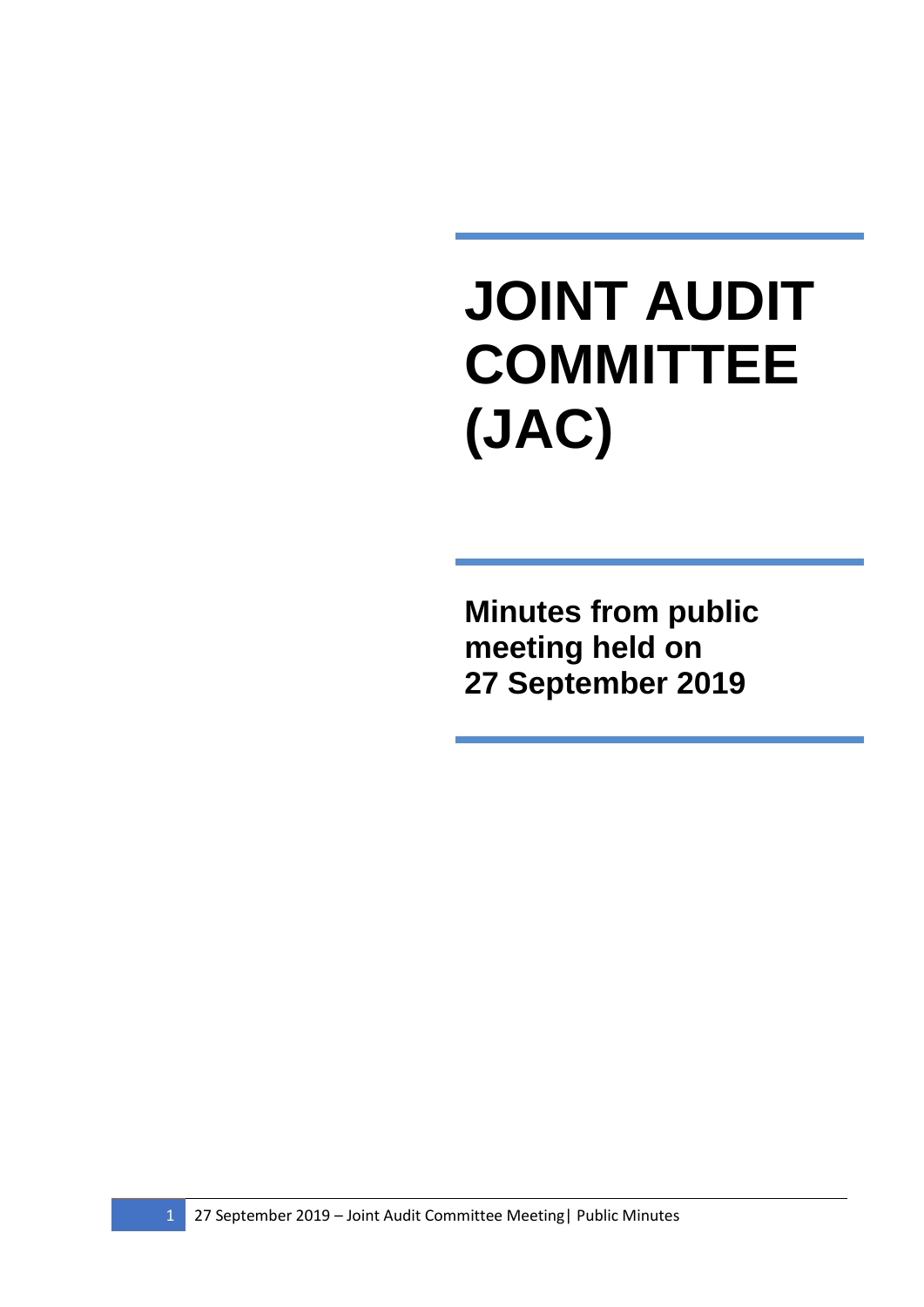# JOINT AUDIT COMMITTEE (JAC)

## Minutes from public meeting held on 27 September 2019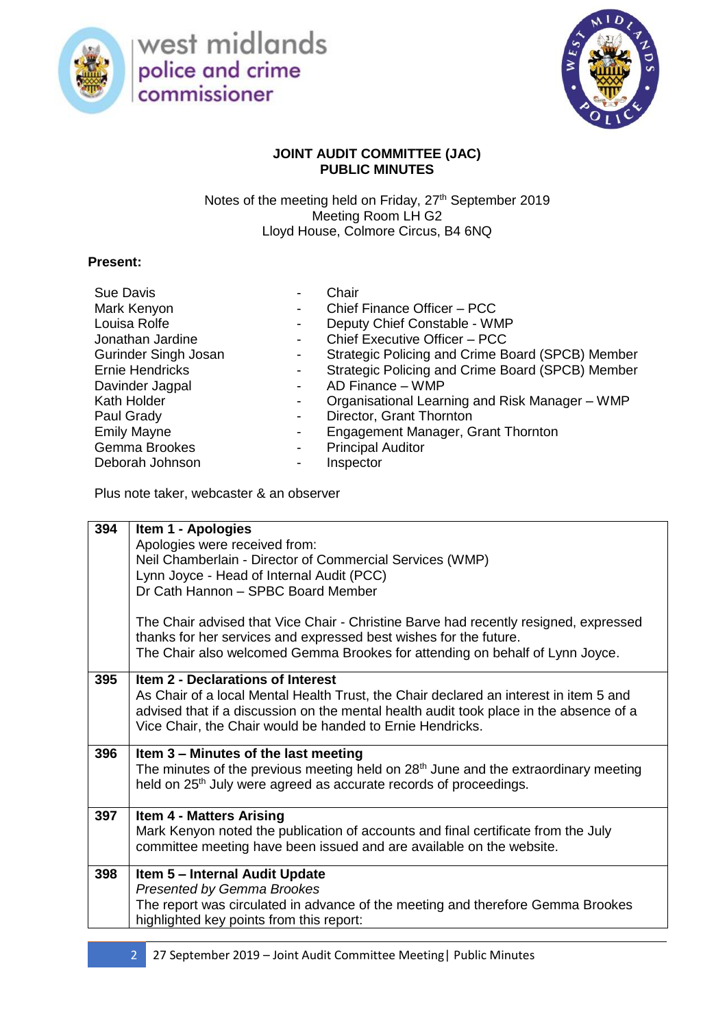**JOINT AUDIT COMMITTEE (JAC)**
**PUBLIC MINUTES**

Notes of the meeting held on Friday, 27th September 2019
Meeting Room LH G2
Lloyd House, Colmore Circus, B4 6NQ

**Present:**

| | | |
|---|---|---|
| Sue Davis | - | Chair |
| Mark Kenyon | - | Chief Finance Officer – PCC |
| Louisa Rolfe | - | Deputy Chief Constable - WMP |
| Jonathan Jardine | - | Chief Executive Officer – PCC |
| Gurinder Singh Josan | - | Strategic Policing and Crime Board (SPCB) Member |
| Ernie Hendricks | - | Strategic Policing and Crime Board (SPCB) Member |
| Davinder Jagpal | - | AD Finance – WMP |
| Kath Holder | - | Organisational Learning and Risk Manager – WMP |
| Paul Grady | - | Director, Grant Thornton |
| Emily Mayne | - | Engagement Manager, Grant Thornton |
| Gemma Brookes | - | Principal Auditor |
| Deborah Johnson | - | Inspector |

Plus note taker, webcaster & an observer

| | |
|---|---|
| 394 | **Item 1 - Apologies**<br>Apologies were received from:<br>Neil Chamberlain - Director of Commercial Services (WMP)<br>Lynn Joyce - Head of Internal Audit (PCC)<br>Dr Cath Hannon – SPBC Board Member<br><br>The Chair advised that Vice Chair - Christine Barve had recently resigned, expressed thanks for her services and expressed best wishes for the future.<br>The Chair also welcomed Gemma Brookes for attending on behalf of Lynn Joyce. |
| 395 | **Item 2 - Declarations of Interest**<br>As Chair of a local Mental Health Trust, the Chair declared an interest in item 5 and advised that if a discussion on the mental health audit took place in the absence of a Vice Chair, the Chair would be handed to Ernie Hendricks. |
| 396 | **Item 3 – Minutes of the last meeting**<br>The minutes of the previous meeting held on 28th June and the extraordinary meeting held on 25th July were agreed as accurate records of proceedings. |
| 397 | **Item 4 - Matters Arising**<br>Mark Kenyon noted the publication of accounts and final certificate from the July committee meeting have been issued and are available on the website. |
| 398 | **Item 5 – Internal Audit Update**<br>*Presented by Gemma Brookes*<br>The report was circulated in advance of the meeting and therefore Gemma Brookes highlighted key points from this report: |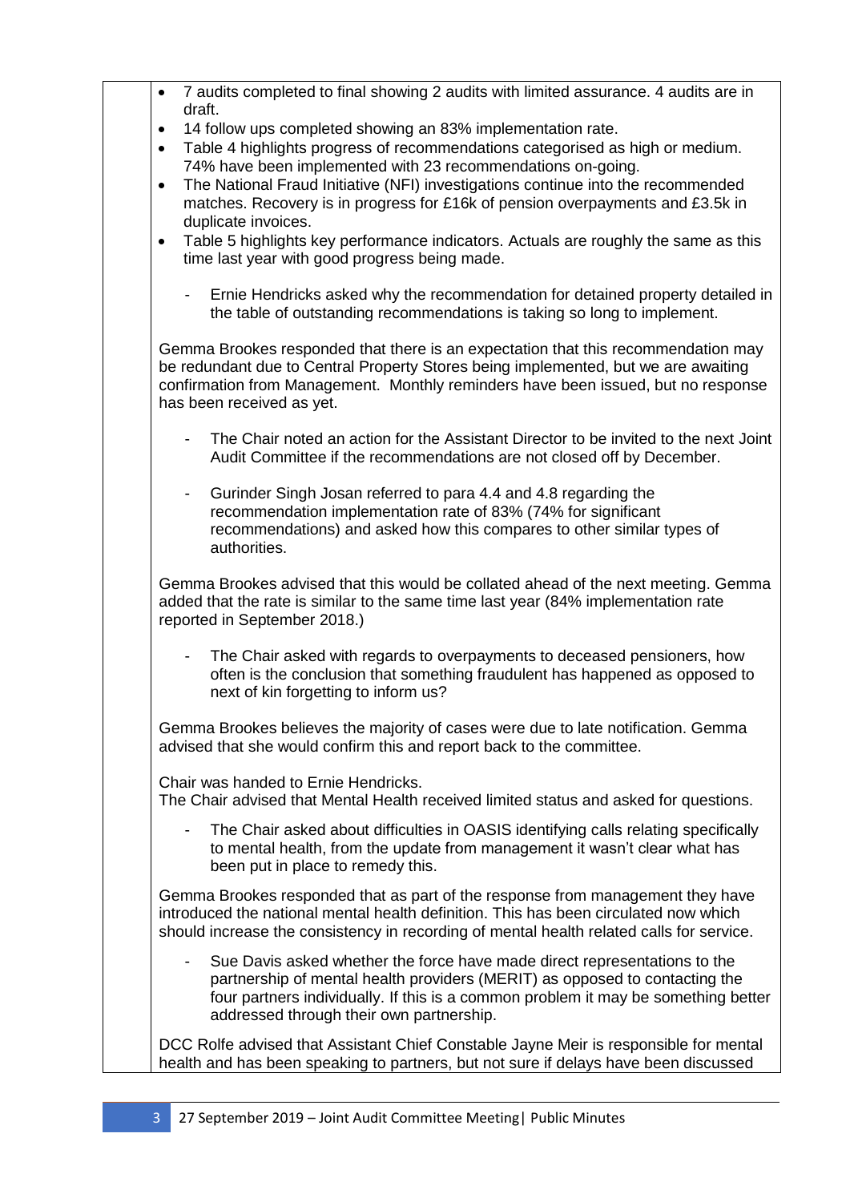- 7 audits completed to final showing 2 audits with limited assurance. 4 audits are in draft.
- 14 follow ups completed showing an 83% implementation rate.
- Table 4 highlights progress of recommendations categorised as high or medium. 74% have been implemented with 23 recommendations on-going.
- The National Fraud Initiative (NFI) investigations continue into the recommended matches. Recovery is in progress for £16k of pension overpayments and £3.5k in duplicate invoices.
- Table 5 highlights key performance indicators. Actuals are roughly the same as this time last year with good progress being made.

  - Ernie Hendricks asked why the recommendation for detained property detailed in the table of outstanding recommendations is taking so long to implement.

Gemma Brookes responded that there is an expectation that this recommendation may be redundant due to Central Property Stores being implemented, but we are awaiting confirmation from Management. Monthly reminders have been issued, but no response has been received as yet.

  - The Chair noted an action for the Assistant Director to be invited to the next Joint Audit Committee if the recommendations are not closed off by December.

  - Gurinder Singh Josan referred to para 4.4 and 4.8 regarding the recommendation implementation rate of 83% (74% for significant recommendations) and asked how this compares to other similar types of authorities.

Gemma Brookes advised that this would be collated ahead of the next meeting. Gemma added that the rate is similar to the same time last year (84% implementation rate reported in September 2018.)

  - The Chair asked with regards to overpayments to deceased pensioners, how often is the conclusion that something fraudulent has happened as opposed to next of kin forgetting to inform us?

Gemma Brookes believes the majority of cases were due to late notification. Gemma advised that she would confirm this and report back to the committee.

Chair was handed to Ernie Hendricks.
The Chair advised that Mental Health received limited status and asked for questions.

  - The Chair asked about difficulties in OASIS identifying calls relating specifically to mental health, from the update from management it wasn't clear what has been put in place to remedy this.

Gemma Brookes responded that as part of the response from management they have introduced the national mental health definition. This has been circulated now which should increase the consistency in recording of mental health related calls for service.

  - Sue Davis asked whether the force have made direct representations to the partnership of mental health providers (MERIT) as opposed to contacting the four partners individually. If this is a common problem it may be something better addressed through their own partnership.

DCC Rolfe advised that Assistant Chief Constable Jayne Meir is responsible for mental health and has been speaking to partners, but not sure if delays have been discussed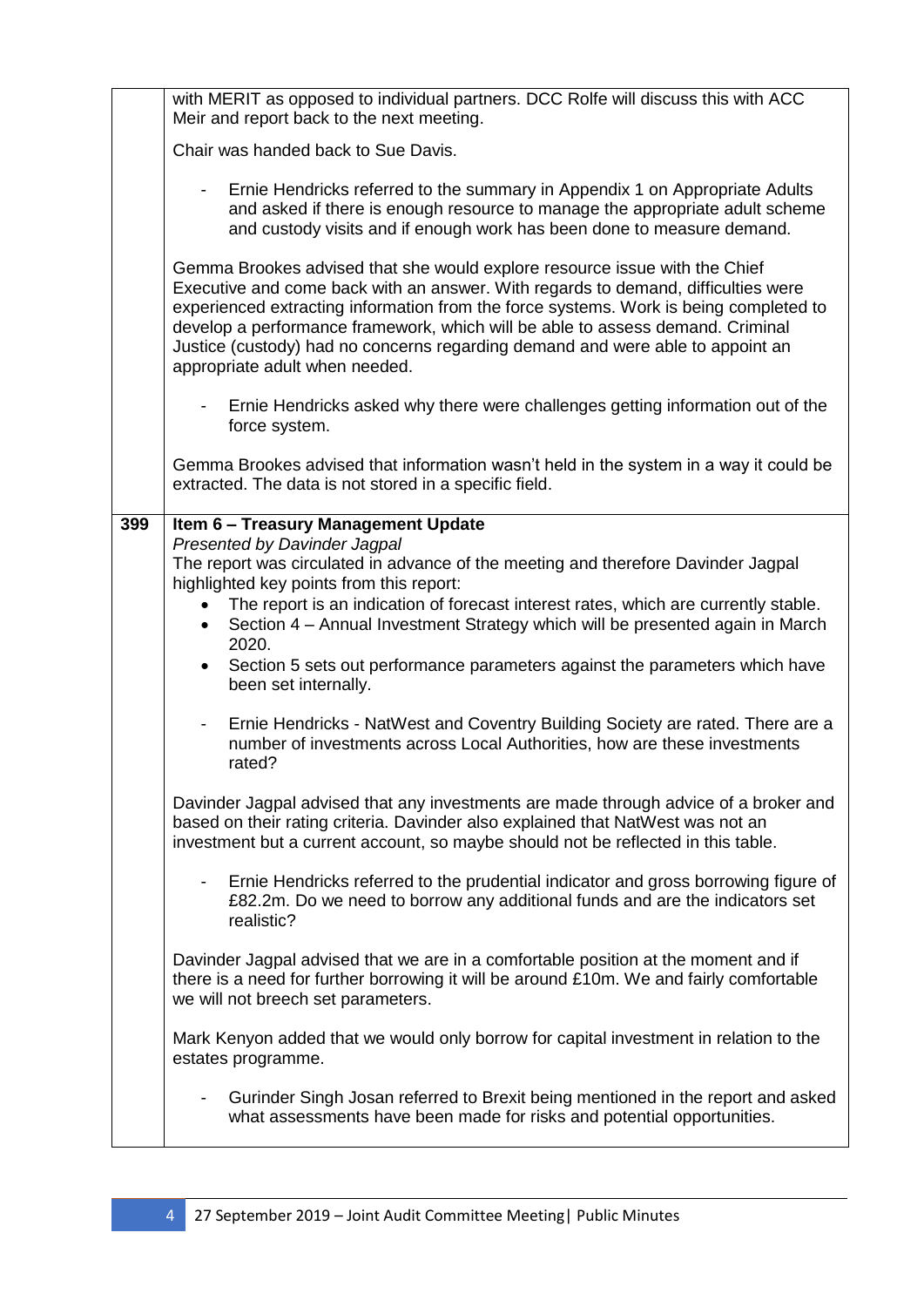| | |
|---|---|
| | with MERIT as opposed to individual partners. DCC Rolfe will discuss this with ACC Meir and report back to the next meeting.<br><br>Chair was handed back to Sue Davis.<br><br>- Ernie Hendricks referred to the summary in Appendix 1 on Appropriate Adults and asked if there is enough resource to manage the appropriate adult scheme and custody visits and if enough work has been done to measure demand.<br><br>Gemma Brookes advised that she would explore resource issue with the Chief Executive and come back with an answer. With regards to demand, difficulties were experienced extracting information from the force systems. Work is being completed to develop a performance framework, which will be able to assess demand. Criminal Justice (custody) had no concerns regarding demand and were able to appoint an appropriate adult when needed.<br><br>- Ernie Hendricks asked why there were challenges getting information out of the force system.<br><br>Gemma Brookes advised that information wasn't held in the system in a way it could be extracted. The data is not stored in a specific field. |
| **399** | **Item 6 – Treasury Management Update**<br>*Presented by Davinder Jagpal*<br>The report was circulated in advance of the meeting and therefore Davinder Jagpal highlighted key points from this report:<br>• The report is an indication of forecast interest rates, which are currently stable.<br>• Section 4 – Annual Investment Strategy which will be presented again in March 2020.<br>• Section 5 sets out performance parameters against the parameters which have been set internally.<br><br>- Ernie Hendricks - NatWest and Coventry Building Society are rated. There are a number of investments across Local Authorities, how are these investments rated?<br><br>Davinder Jagpal advised that any investments are made through advice of a broker and based on their rating criteria. Davinder also explained that NatWest was not an investment but a current account, so maybe should not be reflected in this table.<br><br>- Ernie Hendricks referred to the prudential indicator and gross borrowing figure of £82.2m. Do we need to borrow any additional funds and are the indicators set realistic?<br><br>Davinder Jagpal advised that we are in a comfortable position at the moment and if there is a need for further borrowing it will be around £10m. We and fairly comfortable we will not breech set parameters.<br><br>Mark Kenyon added that we would only borrow for capital investment in relation to the estates programme.<br><br>- Gurinder Singh Josan referred to Brexit being mentioned in the report and asked what assessments have been made for risks and potential opportunities. |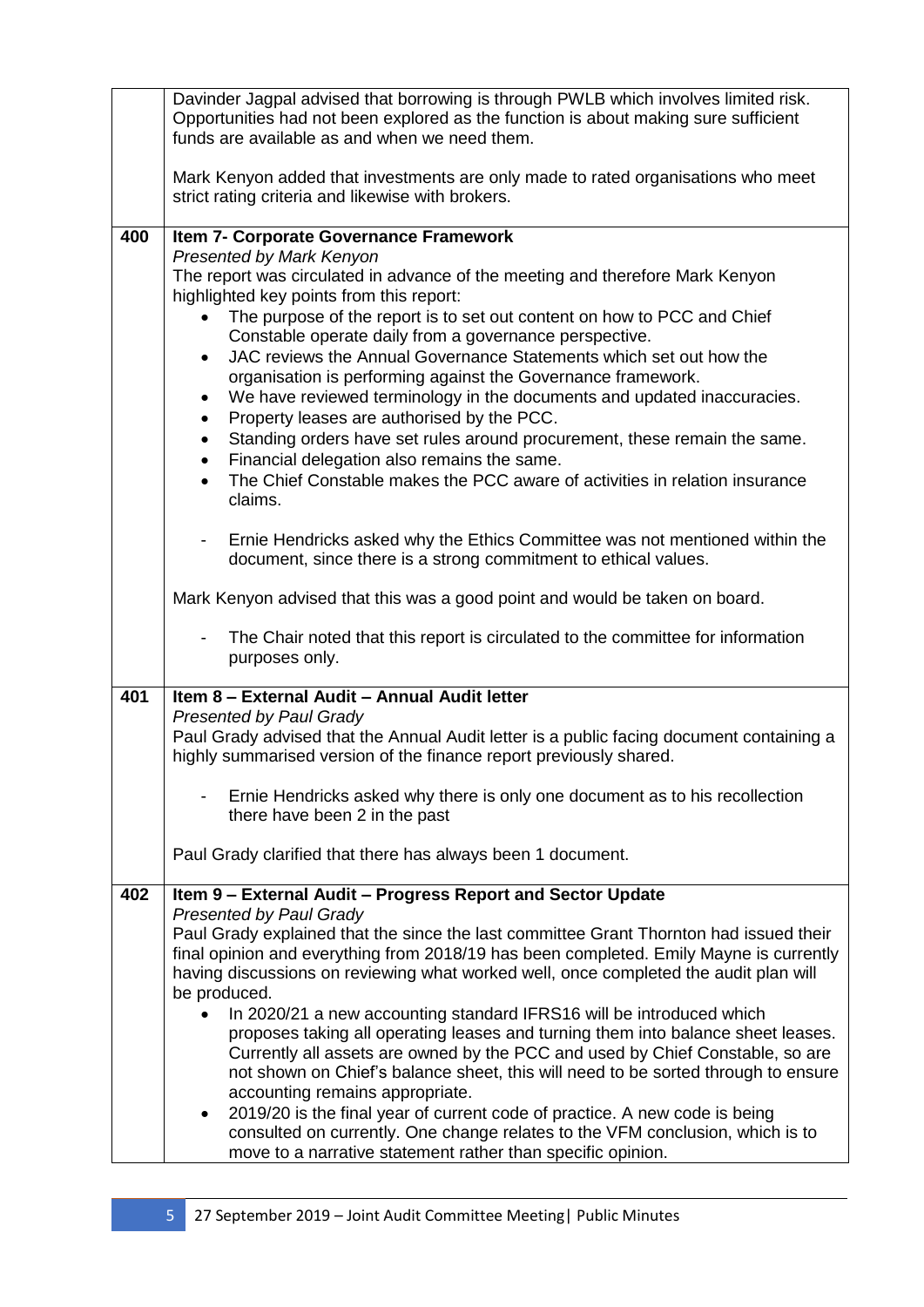| | |
|---|---|
| | Davinder Jagpal advised that borrowing is through PWLB which involves limited risk. Opportunities had not been explored as the function is about making sure sufficient funds are available as and when we need them.<br><br>Mark Kenyon added that investments are only made to rated organisations who meet strict rating criteria and likewise with brokers. |
| 400 | **Item 7- Corporate Governance Framework**<br>*Presented by Mark Kenyon*<br>The report was circulated in advance of the meeting and therefore Mark Kenyon highlighted key points from this report:<br>• The purpose of the report is to set out content on how to PCC and Chief Constable operate daily from a governance perspective.<br>• JAC reviews the Annual Governance Statements which set out how the organisation is performing against the Governance framework.<br>• We have reviewed terminology in the documents and updated inaccuracies.<br>• Property leases are authorised by the PCC.<br>• Standing orders have set rules around procurement, these remain the same.<br>• Financial delegation also remains the same.<br>• The Chief Constable makes the PCC aware of activities in relation insurance claims.<br><br>- Ernie Hendricks asked why the Ethics Committee was not mentioned within the document, since there is a strong commitment to ethical values.<br><br>Mark Kenyon advised that this was a good point and would be taken on board.<br><br>- The Chair noted that this report is circulated to the committee for information purposes only. |
| 401 | **Item 8 – External Audit – Annual Audit letter**<br>*Presented by Paul Grady*<br>Paul Grady advised that the Annual Audit letter is a public facing document containing a highly summarised version of the finance report previously shared.<br><br>- Ernie Hendricks asked why there is only one document as to his recollection there have been 2 in the past<br><br>Paul Grady clarified that there has always been 1 document. |
| 402 | **Item 9 – External Audit – Progress Report and Sector Update**<br>*Presented by Paul Grady*<br>Paul Grady explained that the since the last committee Grant Thornton had issued their final opinion and everything from 2018/19 has been completed. Emily Mayne is currently having discussions on reviewing what worked well, once completed the audit plan will be produced.<br>• In 2020/21 a new accounting standard IFRS16 will be introduced which proposes taking all operating leases and turning them into balance sheet leases. Currently all assets are owned by the PCC and used by Chief Constable, so are not shown on Chief's balance sheet, this will need to be sorted through to ensure accounting remains appropriate.<br>• 2019/20 is the final year of current code of practice. A new code is being consulted on currently. One change relates to the VFM conclusion, which is to move to a narrative statement rather than specific opinion. |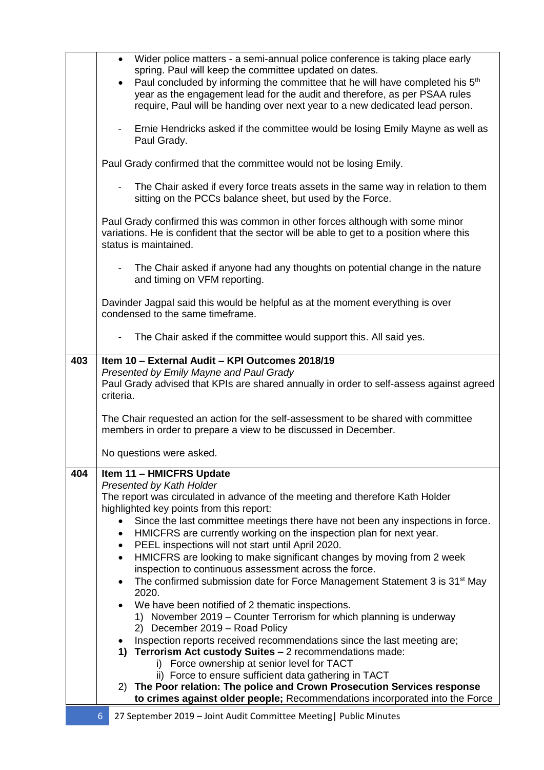| | |
|---|---|
| | • Wider police matters - a semi-annual police conference is taking place early spring. Paul will keep the committee updated on dates.<br>• Paul concluded by informing the committee that he will have completed his 5th year as the engagement lead for the audit and therefore, as per PSAA rules require, Paul will be handing over next year to a new dedicated lead person.<br><br>- Ernie Hendricks asked if the committee would be losing Emily Mayne as well as Paul Grady.<br><br>Paul Grady confirmed that the committee would not be losing Emily.<br><br>- The Chair asked if every force treats assets in the same way in relation to them sitting on the PCCs balance sheet, but used by the Force.<br><br>Paul Grady confirmed this was common in other forces although with some minor variations. He is confident that the sector will be able to get to a position where this status is maintained.<br><br>- The Chair asked if anyone had any thoughts on potential change in the nature and timing on VFM reporting.<br><br>Davinder Jagpal said this would be helpful as at the moment everything is over condensed to the same timeframe.<br><br>- The Chair asked if the committee would support this. All said yes. |
| **403** | **Item 10 – External Audit – KPI Outcomes 2018/19**<br>*Presented by Emily Mayne and Paul Grady*<br>Paul Grady advised that KPIs are shared annually in order to self-assess against agreed criteria.<br><br>The Chair requested an action for the self-assessment to be shared with committee members in order to prepare a view to be discussed in December.<br><br>No questions were asked. |
| **404** | **Item 11 – HMICFRS Update**<br>*Presented by Kath Holder*<br>The report was circulated in advance of the meeting and therefore Kath Holder highlighted key points from this report:<br>• Since the last committee meetings there have not been any inspections in force.<br>• HMICFRS are currently working on the inspection plan for next year.<br>• PEEL inspections will not start until April 2020.<br>• HMICFRS are looking to make significant changes by moving from 2 week inspection to continuous assessment across the force.<br>• The confirmed submission date for Force Management Statement 3 is 31st May 2020.<br>• We have been notified of 2 thematic inspections.<br>  1) November 2019 – Counter Terrorism for which planning is underway<br>  2) December 2019 – Road Policy<br>• Inspection reports received recommendations since the last meeting are;<br>**1) Terrorism Act custody Suites –** 2 recommendations made:<br>  i) Force ownership at senior level for TACT<br>  ii) Force to ensure sufficient data gathering in TACT<br>2) **The Poor relation: The police and Crown Prosecution Services response to crimes against older people;** Recommendations incorporated into the Force |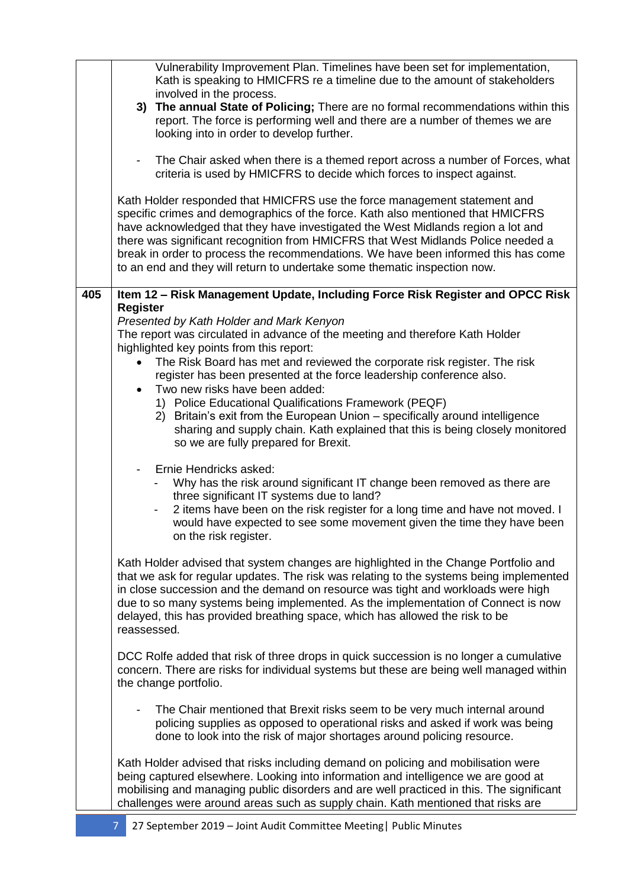| | |
|---|---|
| | Vulnerability Improvement Plan. Timelines have been set for implementation, Kath is speaking to HMICFRS re a timeline due to the amount of stakeholders involved in the process.<br>3) **The annual State of Policing;** There are no formal recommendations within this report. The force is performing well and there are a number of themes we are looking into in order to develop further.<br><br>- The Chair asked when there is a themed report across a number of Forces, what criteria is used by HMICFRS to decide which forces to inspect against.<br><br>Kath Holder responded that HMICFRS use the force management statement and specific crimes and demographics of the force. Kath also mentioned that HMICFRS have acknowledged that they have investigated the West Midlands region a lot and there was significant recognition from HMICFRS that West Midlands Police needed a break in order to process the recommendations. We have been informed this has come to an end and they will return to undertake some thematic inspection now. |
| **405** | **Item 12 – Risk Management Update, Including Force Risk Register and OPCC Risk Register**<br>*Presented by Kath Holder and Mark Kenyon*<br>The report was circulated in advance of the meeting and therefore Kath Holder highlighted key points from this report:<br>• The Risk Board has met and reviewed the corporate risk register. The risk register has been presented at the force leadership conference also.<br>• Two new risks have been added:<br>1) Police Educational Qualifications Framework (PEQF)<br>2) Britain's exit from the European Union – specifically around intelligence sharing and supply chain. Kath explained that this is being closely monitored so we are fully prepared for Brexit.<br><br>- Ernie Hendricks asked:<br>- Why has the risk around significant IT change been removed as there are three significant IT systems due to land?<br>- 2 items have been on the risk register for a long time and have not moved. I would have expected to see some movement given the time they have been on the risk register.<br><br>Kath Holder advised that system changes are highlighted in the Change Portfolio and that we ask for regular updates. The risk was relating to the systems being implemented in close succession and the demand on resource was tight and workloads were high due to so many systems being implemented. As the implementation of Connect is now delayed, this has provided breathing space, which has allowed the risk to be reassessed.<br><br>DCC Rolfe added that risk of three drops in quick succession is no longer a cumulative concern. There are risks for individual systems but these are being well managed within the change portfolio.<br><br>- The Chair mentioned that Brexit risks seem to be very much internal around policing supplies as opposed to operational risks and asked if work was being done to look into the risk of major shortages around policing resource.<br><br>Kath Holder advised that risks including demand on policing and mobilisation were being captured elsewhere. Looking into information and intelligence we are good at mobilising and managing public disorders and are well practiced in this. The significant challenges were around areas such as supply chain. Kath mentioned that risks are |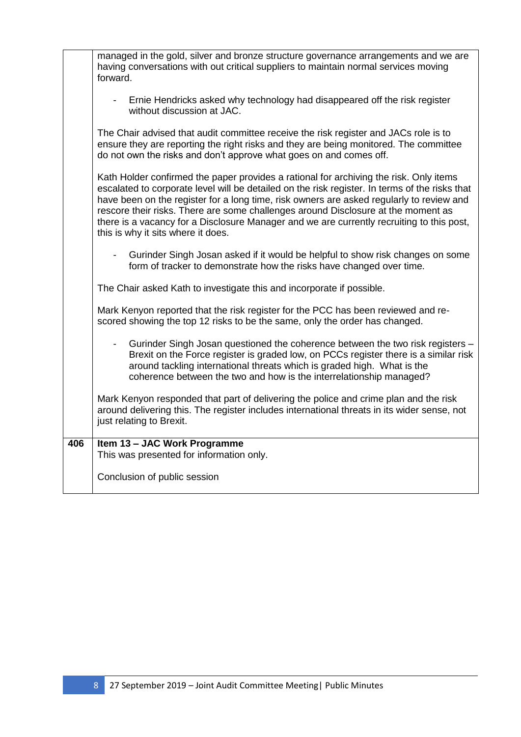| | |
|---|---|
| | managed in the gold, silver and bronze structure governance arrangements and we are having conversations with out critical suppliers to maintain normal services moving forward.<br><br>- Ernie Hendricks asked why technology had disappeared off the risk register without discussion at JAC.<br><br>The Chair advised that audit committee receive the risk register and JACs role is to ensure they are reporting the right risks and they are being monitored. The committee do not own the risks and don't approve what goes on and comes off.<br><br>Kath Holder confirmed the paper provides a rational for archiving the risk. Only items escalated to corporate level will be detailed on the risk register. In terms of the risks that have been on the register for a long time, risk owners are asked regularly to review and rescore their risks. There are some challenges around Disclosure at the moment as there is a vacancy for a Disclosure Manager and we are currently recruiting to this post, this is why it sits where it does.<br><br>- Gurinder Singh Josan asked if it would be helpful to show risk changes on some form of tracker to demonstrate how the risks have changed over time.<br><br>The Chair asked Kath to investigate this and incorporate if possible.<br><br>Mark Kenyon reported that the risk register for the PCC has been reviewed and re-scored showing the top 12 risks to be the same, only the order has changed.<br><br>- Gurinder Singh Josan questioned the coherence between the two risk registers – Brexit on the Force register is graded low, on PCCs register there is a similar risk around tackling international threats which is graded high. What is the coherence between the two and how is the interrelationship managed?<br><br>Mark Kenyon responded that part of delivering the police and crime plan and the risk around delivering this. The register includes international threats in its wider sense, not just relating to Brexit. |
| **406** | **Item 13 – JAC Work Programme**<br>This was presented for information only.<br><br>Conclusion of public session |